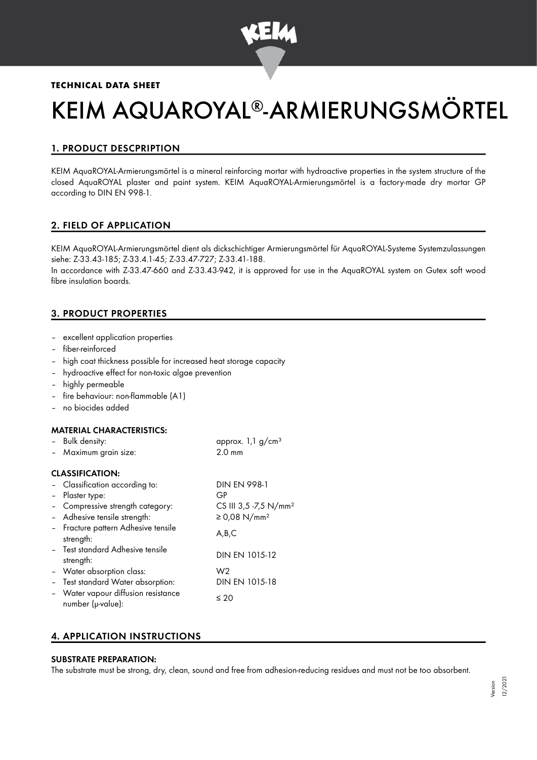**TECHNICAL DATA SHEET**

# KEIM AQUAROYAL®-ARMIERUNGSMÖRTEL

## 1. PRODUCT DESCPRIPTION

KEIM AquaROYAL-Armierungsmörtel is a mineral reinforcing mortar with hydroactive properties in the system structure of the closed AquaROYAL plaster and paint system. KEIM AquaROYAL-Armierungsmörtel is a factory-made dry mortar GP according to DIN EN 998-1.

## 2. FIELD OF APPLICATION

KEIM AquaROYAL-Armierungsmörtel dient als dickschichtiger Armierungsmörtel für AquaROYAL-Systeme Systemzulassungen siehe: Z-33.43-185; Z-33.4.1-45; Z-33.47-727; Z-33.41-188.
In accordance with Z-33.47-660 and Z-33.43-942, it is approved for use in the AquaROYAL system on Gutex soft wood fibre insulation boards.

## 3. PRODUCT PROPERTIES

- excellent application properties
- fiber-reinforced
- high coat thickness possible for increased heat storage capacity
- hydroactive effect for non-toxic algae prevention
- highly permeable
- fire behaviour: non-flammable (A1)
- no biocides added

### MATERIAL CHARACTERISTICS:

| | |
|---|---|
| – Bulk density: | approx. 1,1 g/cm³ |
| – Maximum grain size: | 2.0 mm |

### CLASSIFICATION:

| | |
|---|---|
| – Classification according to: | DIN EN 998-1 |
| – Plaster type: | GP |
| – Compressive strength category: | CS III 3,5 -7,5 N/mm² |
| – Adhesive tensile strength: | ≥ 0,08 N/mm² |
| – Fracture pattern Adhesive tensile strength: | A,B,C |
| – Test standard Adhesive tensile strength: | DIN EN 1015-12 |
| – Water absorption class: | W2 |
| – Test standard Water absorption: | DIN EN 1015-18 |
| – Water vapour diffusion resistance number (μ-value): | ≤ 20 |

## 4. APPLICATION INSTRUCTIONS

### SUBSTRATE PREPARATION:

The substrate must be strong, dry, clean, sound and free from adhesion-reducing residues and must not be too absorbent.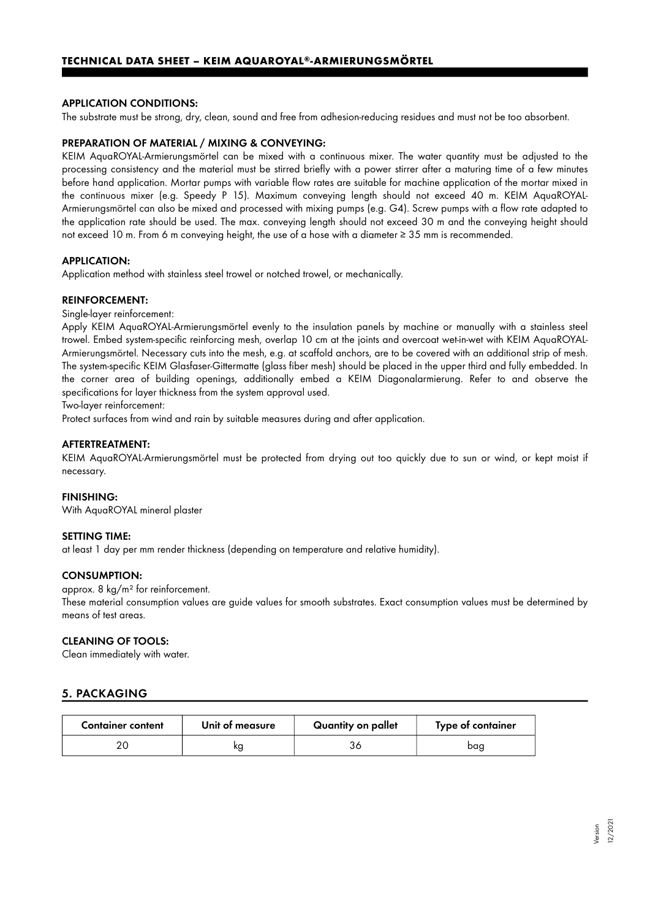# TECHNICAL DATA SHEET – KEIM AQUAROYAL®-ARMIERUNGSMÖRTEL

#### APPLICATION CONDITIONS:

The substrate must be strong, dry, clean, sound and free from adhesion-reducing residues and must not be too absorbent.

#### PREPARATION OF MATERIAL / MIXING & CONVEYING:

KEIM AquaROYAL-Armierungsmörtel can be mixed with a continuous mixer. The water quantity must be adjusted to the processing consistency and the material must be stirred briefly with a power stirrer after a maturing time of a few minutes before hand application. Mortar pumps with variable flow rates are suitable for machine application of the mortar mixed in the continuous mixer (e.g. Speedy P 15). Maximum conveying length should not exceed 40 m. KEIM AquaROYAL-Armierungsmörtel can also be mixed and processed with mixing pumps (e.g. G4). Screw pumps with a flow rate adapted to the application rate should be used. The max. conveying length should not exceed 30 m and the conveying height should not exceed 10 m. From 6 m conveying height, the use of a hose with a diameter ≥ 35 mm is recommended.

#### APPLICATION:

Application method with stainless steel trowel or notched trowel, or mechanically.

#### REINFORCEMENT:

Single-layer reinforcement:

Apply KEIM AquaROYAL-Armierungsmörtel evenly to the insulation panels by machine or manually with a stainless steel trowel. Embed system-specific reinforcing mesh, overlap 10 cm at the joints and overcoat wet-in-wet with KEIM AquaROYAL-Armierungsmörtel. Necessary cuts into the mesh, e.g. at scaffold anchors, are to be covered with an additional strip of mesh. The system-specific KEIM Glasfaser-Gittermatte (glass fiber mesh) should be placed in the upper third and fully embedded. In the corner area of building openings, additionally embed a KEIM Diagonalarmierung. Refer to and observe the specifications for layer thickness from the system approval used.

Two-layer reinforcement:

Protect surfaces from wind and rain by suitable measures during and after application.

#### AFTERTREATMENT:

KEIM AquaROYAL-Armierungsmörtel must be protected from drying out too quickly due to sun or wind, or kept moist if necessary.

#### FINISHING:

With AquaROYAL mineral plaster

#### SETTING TIME:

at least 1 day per mm render thickness (depending on temperature and relative humidity).

#### CONSUMPTION:

approx. 8 kg/m² for reinforcement.

These material consumption values are guide values for smooth substrates. Exact consumption values must be determined by means of test areas.

#### CLEANING OF TOOLS:

Clean immediately with water.

## 5. PACKAGING

| Container content | Unit of measure | Quantity on pallet | Type of container |
|---|---|---|---|
| 20 | kg | 36 | bag |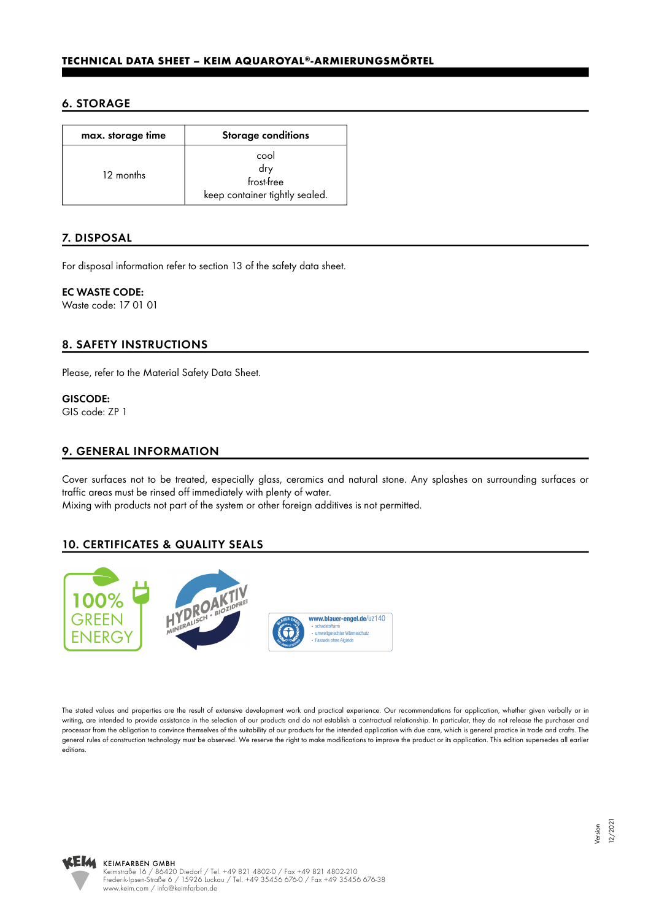## 6. STORAGE

| max. storage time | Storage conditions |
| --- | --- |
| 12 months | cool<br>dry<br>frost-free<br>keep container tightly sealed. |

## 7. DISPOSAL

For disposal information refer to section 13 of the safety data sheet.

**EC WASTE CODE:**
Waste code: 17 01 01

## 8. SAFETY INSTRUCTIONS

Please, refer to the Material Safety Data Sheet.

**GISCODE:**
GIS code: ZP 1

## 9. GENERAL INFORMATION

Cover surfaces not to be treated, especially glass, ceramics and natural stone. Any splashes on surrounding surfaces or traffic areas must be rinsed off immediately with plenty of water.
Mixing with products not part of the system or other foreign additives is not permitted.

## 10. CERTIFICATES & QUALITY SEALS

100% GREEN ENERGY

HYDROAKTIV MINERALISCH · BIOZIDFREI

www.blauer-engel.de/uz140
- schadstoffarm
- umweltgerechter Wärmeschutz
- Fassade ohne Algizide

The stated values and properties are the result of extensive development work and practical experience. Our recommendations for application, whether given verbally or in writing, are intended to provide assistance in the selection of our products and do not establish a contractual relationship. In particular, they do not release the purchaser and processor from the obligation to convince themselves of the suitability of our products for the intended application with due care, which is general practice in trade and crafts. The general rules of construction technology must be observed. We reserve the right to make modifications to improve the product or its application. This edition supersedes all earlier editions.

Version 12/2021

**KEIMFARBEN GMBH**
Keimstraße 16 / 86420 Diedorf / Tel. +49 821 4802-0 / Fax +49 821 4802-210
Frederik-Ipsen-Straße 6 / 15926 Luckau / Tel. +49 35456 676-0 / Fax +49 35456 676-38
www.keim.com / info@keimfarben.de